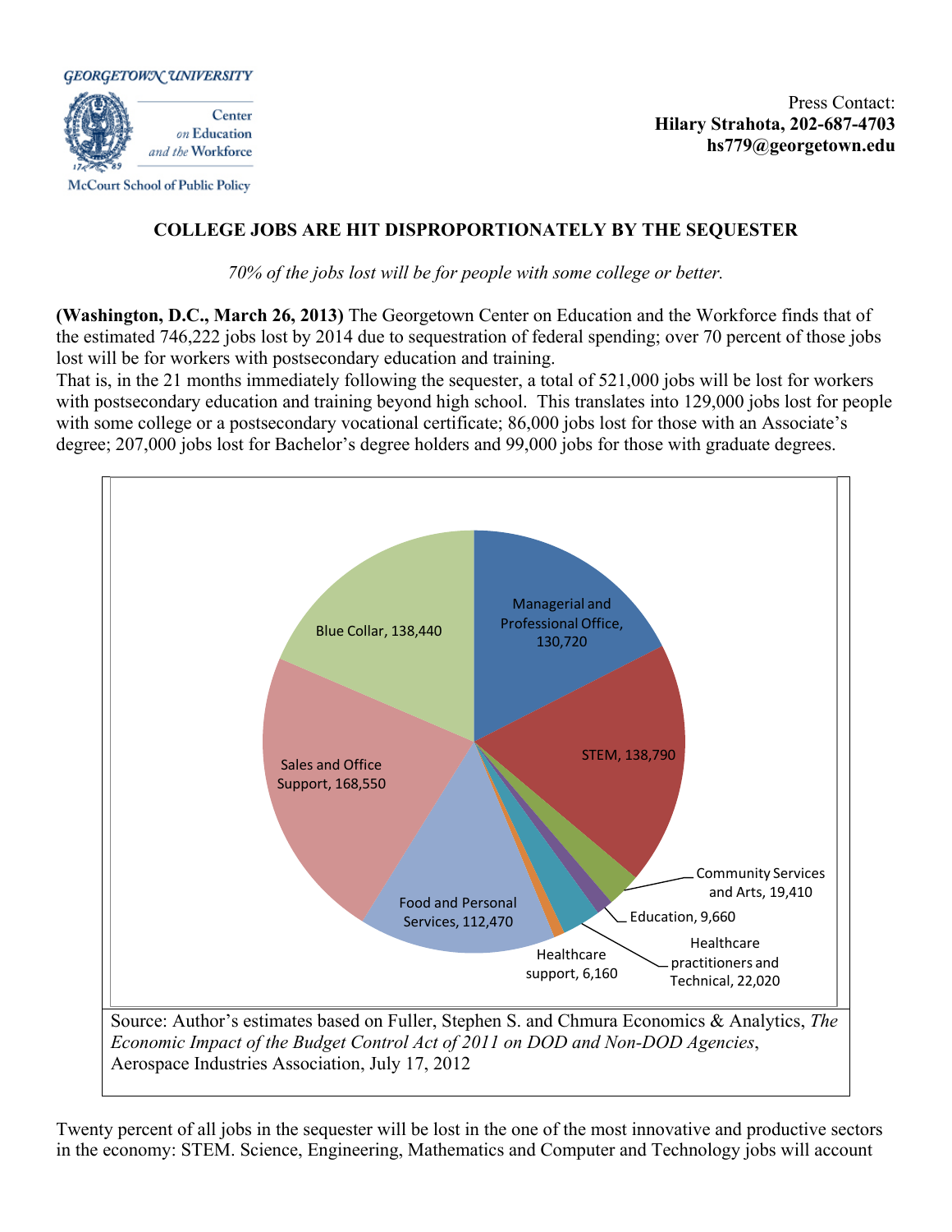GEORGETOWN UNIVERSITY

Center on Education and the Workforce

McCourt School of Public Policy

Press Contact:
**Hilary Strahota, 202-687-4703**
**hs779@georgetown.edu**

## COLLEGE JOBS ARE HIT DISPROPORTIONATELY BY THE SEQUESTER

*70% of the jobs lost will be for people with some college or better.*

**(Washington, D.C., March 26, 2013)** The Georgetown Center on Education and the Workforce finds that of the estimated 746,222 jobs lost by 2014 due to sequestration of federal spending; over 70 percent of those jobs lost will be for workers with postsecondary education and training.

That is, in the 21 months immediately following the sequester, a total of 521,000 jobs will be lost for workers with postsecondary education and training beyond high school. This translates into 129,000 jobs lost for people with some college or a postsecondary vocational certificate; 86,000 jobs lost for those with an Associate's degree; 207,000 jobs lost for Bachelor's degree holders and 99,000 jobs for those with graduate degrees.

Managerial and Professional Office, 130,720
STEM, 138,790
Community Services and Arts, 19,410
Education, 9,660
Healthcare practitioners and Technical, 22,020
Healthcare support, 6,160
Food and Personal Services, 112,470
Sales and Office Support, 168,550
Blue Collar, 138,440

Source: Author's estimates based on Fuller, Stephen S. and Chmura Economics & Analytics, *The Economic Impact of the Budget Control Act of 2011 on DOD and Non-DOD Agencies*, Aerospace Industries Association, July 17, 2012

Twenty percent of all jobs in the sequester will be lost in the one of the most innovative and productive sectors in the economy: STEM. Science, Engineering, Mathematics and Computer and Technology jobs will account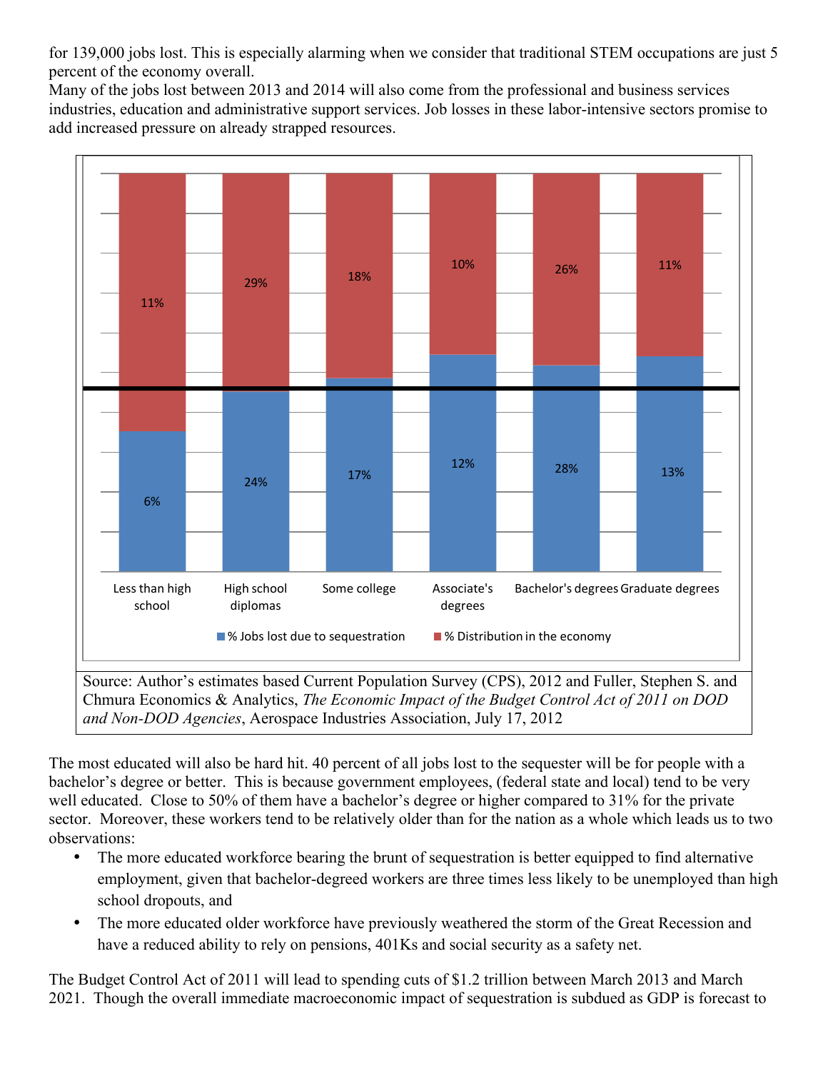for 139,000 jobs lost. This is especially alarming when we consider that traditional STEM occupations are just 5 percent of the economy overall.

Many of the jobs lost between 2013 and 2014 will also come from the professional and business services industries, education and administrative support services. Job losses in these labor-intensive sectors promise to add increased pressure on already strapped resources.

11%
29%
18%
10%
26%
11%

6%
24%
17%
12%
28%
13%

Less than high school
High school diplomas
Some college
Associate's degrees
Bachelor's degrees
Graduate degrees

% Jobs lost due to sequestration
% Distribution in the economy

Source: Author's estimates based Current Population Survey (CPS), 2012 and Fuller, Stephen S. and Chmura Economics & Analytics, *The Economic Impact of the Budget Control Act of 2011 on DOD and Non-DOD Agencies*, Aerospace Industries Association, July 17, 2012

The most educated will also be hard hit. 40 percent of all jobs lost to the sequester will be for people with a bachelor's degree or better. This is because government employees, (federal state and local) tend to be very well educated. Close to 50% of them have a bachelor's degree or higher compared to 31% for the private sector. Moreover, these workers tend to be relatively older than for the nation as a whole which leads us to two observations:

- The more educated workforce bearing the brunt of sequestration is better equipped to find alternative employment, given that bachelor-degreed workers are three times less likely to be unemployed than high school dropouts, and
- The more educated older workforce have previously weathered the storm of the Great Recession and have a reduced ability to rely on pensions, 401Ks and social security as a safety net.

The Budget Control Act of 2011 will lead to spending cuts of $1.2 trillion between March 2013 and March 2021. Though the overall immediate macroeconomic impact of sequestration is subdued as GDP is forecast to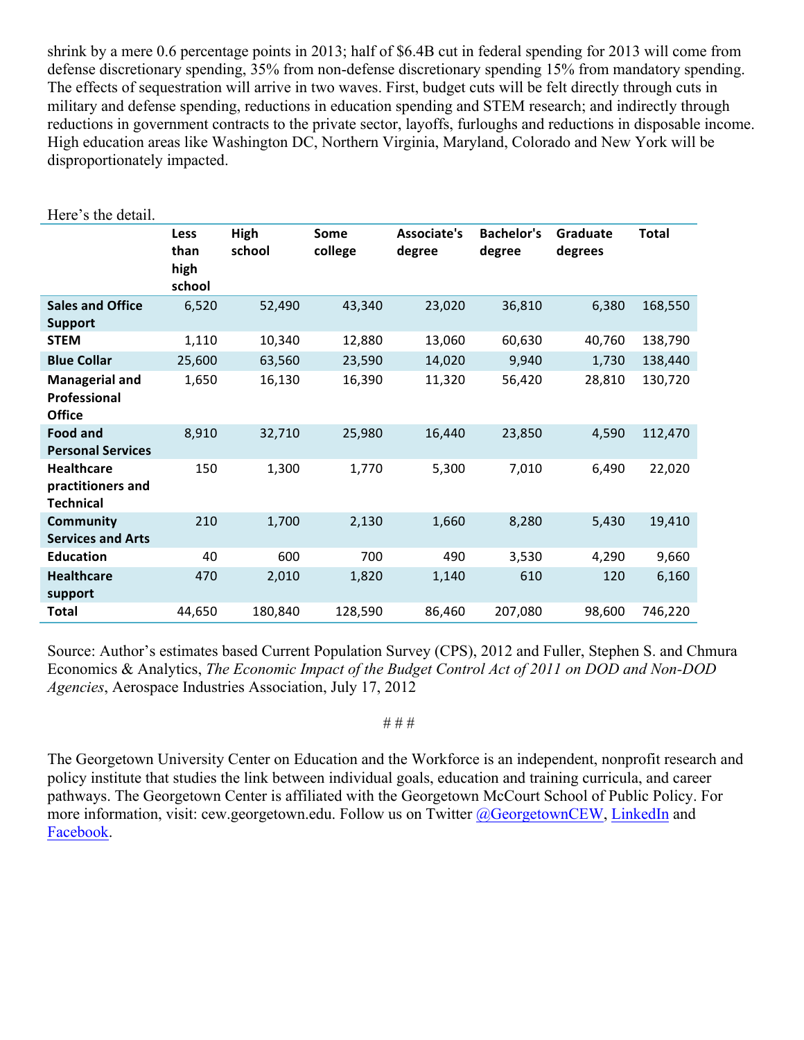shrink by a mere 0.6 percentage points in 2013; half of $6.4B cut in federal spending for 2013 will come from defense discretionary spending, 35% from non-defense discretionary spending 15% from mandatory spending. The effects of sequestration will arrive in two waves. First, budget cuts will be felt directly through cuts in military and defense spending, reductions in education spending and STEM research; and indirectly through reductions in government contracts to the private sector, layoffs, furloughs and reductions in disposable income. High education areas like Washington DC, Northern Virginia, Maryland, Colorado and New York will be disproportionately impacted.

Here's the detail.

| | Less than high school | High school | Some college | Associate's degree | Bachelor's degree | Graduate degrees | Total |
|---|---|---|---|---|---|---|---|
| **Sales and Office Support** | 6,520 | 52,490 | 43,340 | 23,020 | 36,810 | 6,380 | 168,550 |
| **STEM** | 1,110 | 10,340 | 12,880 | 13,060 | 60,630 | 40,760 | 138,790 |
| **Blue Collar** | 25,600 | 63,560 | 23,590 | 14,020 | 9,940 | 1,730 | 138,440 |
| **Managerial and Professional Office** | 1,650 | 16,130 | 16,390 | 11,320 | 56,420 | 28,810 | 130,720 |
| **Food and Personal Services** | 8,910 | 32,710 | 25,980 | 16,440 | 23,850 | 4,590 | 112,470 |
| **Healthcare practitioners and Technical** | 150 | 1,300 | 1,770 | 5,300 | 7,010 | 6,490 | 22,020 |
| **Community Services and Arts** | 210 | 1,700 | 2,130 | 1,660 | 8,280 | 5,430 | 19,410 |
| **Education** | 40 | 600 | 700 | 490 | 3,530 | 4,290 | 9,660 |
| **Healthcare support** | 470 | 2,010 | 1,820 | 1,140 | 610 | 120 | 6,160 |
| **Total** | 44,650 | 180,840 | 128,590 | 86,460 | 207,080 | 98,600 | 746,220 |

Source: Author's estimates based Current Population Survey (CPS), 2012 and Fuller, Stephen S. and Chmura Economics & Analytics, *The Economic Impact of the Budget Control Act of 2011 on DOD and Non-DOD Agencies*, Aerospace Industries Association, July 17, 2012

# # #

The Georgetown University Center on Education and the Workforce is an independent, nonprofit research and policy institute that studies the link between individual goals, education and training curricula, and career pathways. The Georgetown Center is affiliated with the Georgetown McCourt School of Public Policy. For more information, visit: cew.georgetown.edu. Follow us on Twitter @GeorgetownCEW, LinkedIn and Facebook.